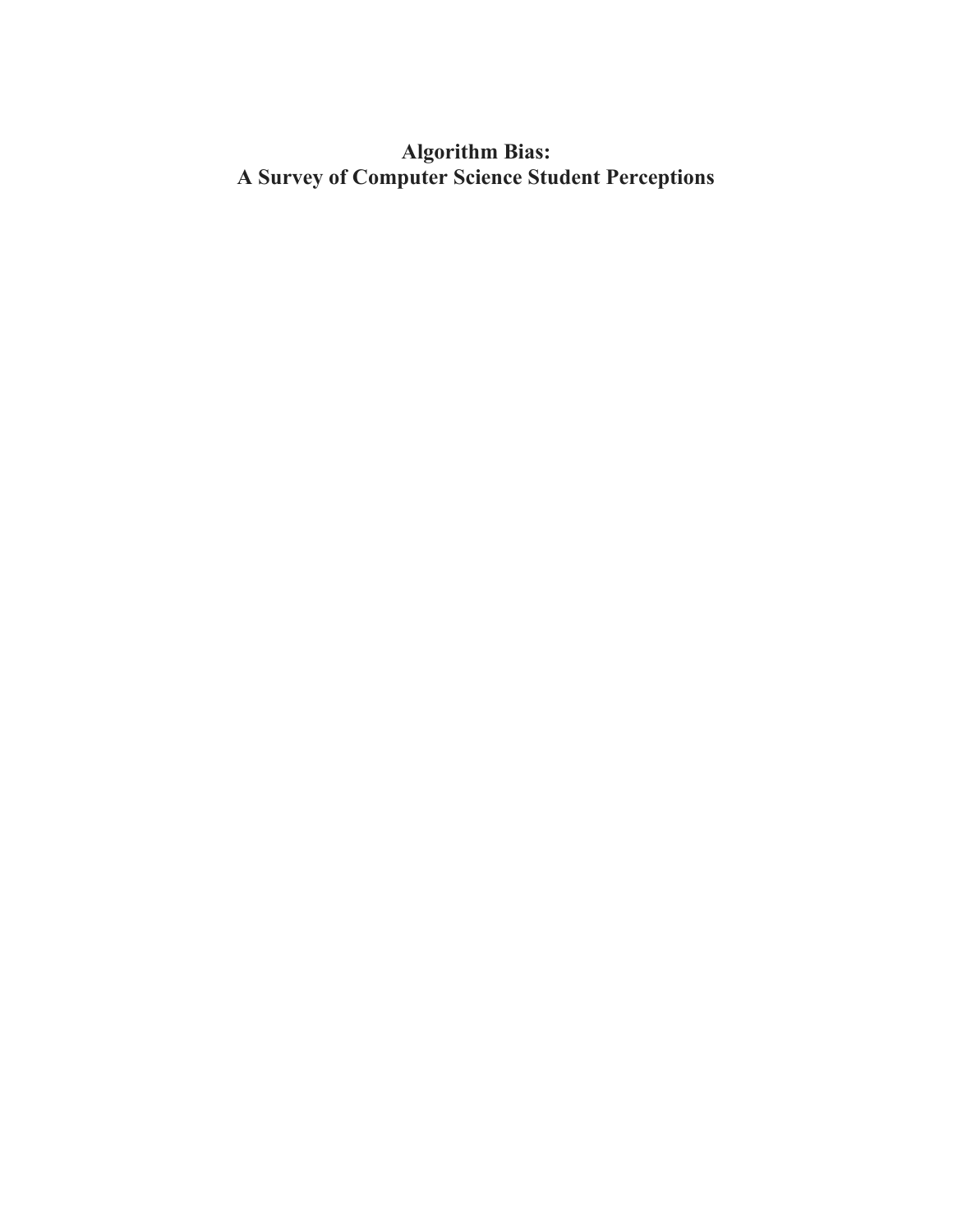# Algorithm Bias:
# A Survey of Computer Science Student Perceptions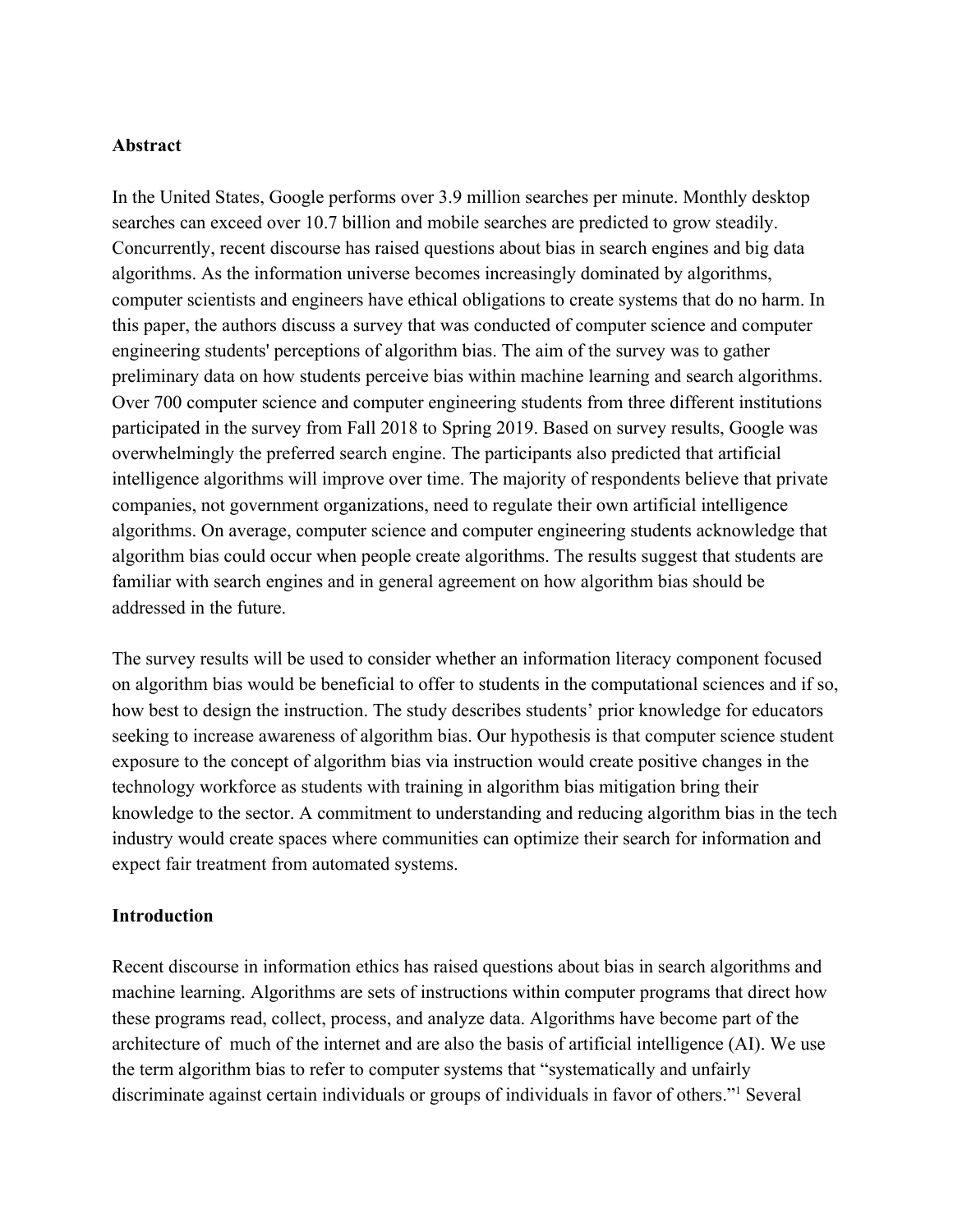## Abstract

In the United States, Google performs over 3.9 million searches per minute. Monthly desktop searches can exceed over 10.7 billion and mobile searches are predicted to grow steadily. Concurrently, recent discourse has raised questions about bias in search engines and big data algorithms. As the information universe becomes increasingly dominated by algorithms, computer scientists and engineers have ethical obligations to create systems that do no harm. In this paper, the authors discuss a survey that was conducted of computer science and computer engineering students' perceptions of algorithm bias. The aim of the survey was to gather preliminary data on how students perceive bias within machine learning and search algorithms. Over 700 computer science and computer engineering students from three different institutions participated in the survey from Fall 2018 to Spring 2019. Based on survey results, Google was overwhelmingly the preferred search engine. The participants also predicted that artificial intelligence algorithms will improve over time. The majority of respondents believe that private companies, not government organizations, need to regulate their own artificial intelligence algorithms. On average, computer science and computer engineering students acknowledge that algorithm bias could occur when people create algorithms. The results suggest that students are familiar with search engines and in general agreement on how algorithm bias should be addressed in the future.

The survey results will be used to consider whether an information literacy component focused on algorithm bias would be beneficial to offer to students in the computational sciences and if so, how best to design the instruction. The study describes students' prior knowledge for educators seeking to increase awareness of algorithm bias. Our hypothesis is that computer science student exposure to the concept of algorithm bias via instruction would create positive changes in the technology workforce as students with training in algorithm bias mitigation bring their knowledge to the sector. A commitment to understanding and reducing algorithm bias in the tech industry would create spaces where communities can optimize their search for information and expect fair treatment from automated systems.

## Introduction

Recent discourse in information ethics has raised questions about bias in search algorithms and machine learning. Algorithms are sets of instructions within computer programs that direct how these programs read, collect, process, and analyze data. Algorithms have become part of the architecture of much of the internet and are also the basis of artificial intelligence (AI). We use the term algorithm bias to refer to computer systems that "systematically and unfairly discriminate against certain individuals or groups of individuals in favor of others."[1] Several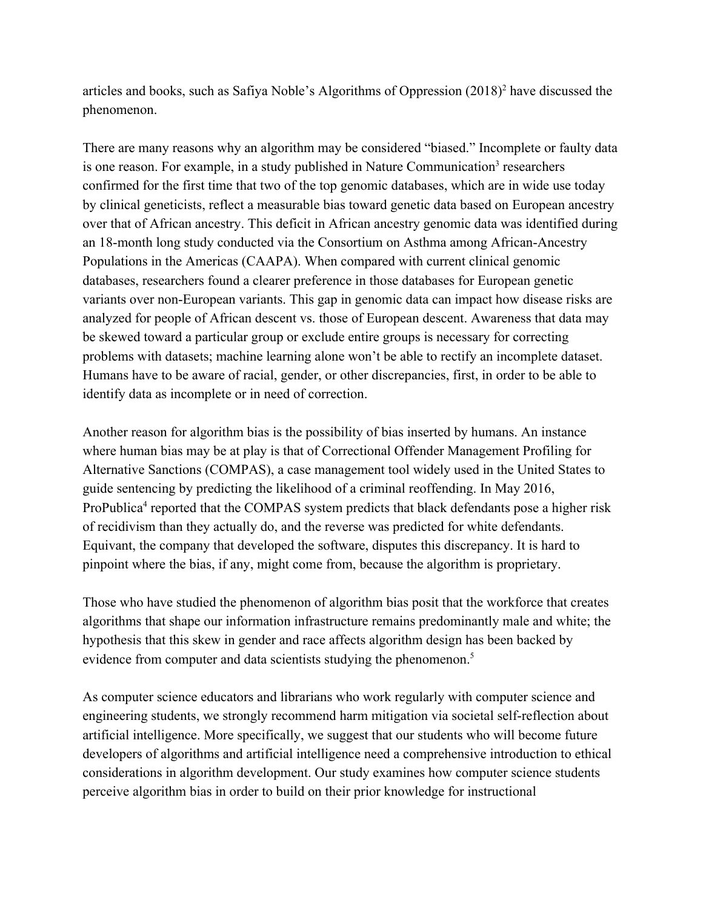articles and books, such as Safiya Noble's Algorithms of Oppression (2018)[2] have discussed the phenomenon.

There are many reasons why an algorithm may be considered "biased." Incomplete or faulty data is one reason. For example, in a study published in Nature Communication[3] researchers confirmed for the first time that two of the top genomic databases, which are in wide use today by clinical geneticists, reflect a measurable bias toward genetic data based on European ancestry over that of African ancestry. This deficit in African ancestry genomic data was identified during an 18-month long study conducted via the Consortium on Asthma among African-Ancestry Populations in the Americas (CAAPA). When compared with current clinical genomic databases, researchers found a clearer preference in those databases for European genetic variants over non-European variants. This gap in genomic data can impact how disease risks are analyzed for people of African descent vs. those of European descent. Awareness that data may be skewed toward a particular group or exclude entire groups is necessary for correcting problems with datasets; machine learning alone won't be able to rectify an incomplete dataset. Humans have to be aware of racial, gender, or other discrepancies, first, in order to be able to identify data as incomplete or in need of correction.

Another reason for algorithm bias is the possibility of bias inserted by humans. An instance where human bias may be at play is that of Correctional Offender Management Profiling for Alternative Sanctions (COMPAS), a case management tool widely used in the United States to guide sentencing by predicting the likelihood of a criminal reoffending. In May 2016, ProPublica[4] reported that the COMPAS system predicts that black defendants pose a higher risk of recidivism than they actually do, and the reverse was predicted for white defendants. Equivant, the company that developed the software, disputes this discrepancy. It is hard to pinpoint where the bias, if any, might come from, because the algorithm is proprietary.

Those who have studied the phenomenon of algorithm bias posit that the workforce that creates algorithms that shape our information infrastructure remains predominantly male and white; the hypothesis that this skew in gender and race affects algorithm design has been backed by evidence from computer and data scientists studying the phenomenon.[5]

As computer science educators and librarians who work regularly with computer science and engineering students, we strongly recommend harm mitigation via societal self-reflection about artificial intelligence. More specifically, we suggest that our students who will become future developers of algorithms and artificial intelligence need a comprehensive introduction to ethical considerations in algorithm development. Our study examines how computer science students perceive algorithm bias in order to build on their prior knowledge for instructional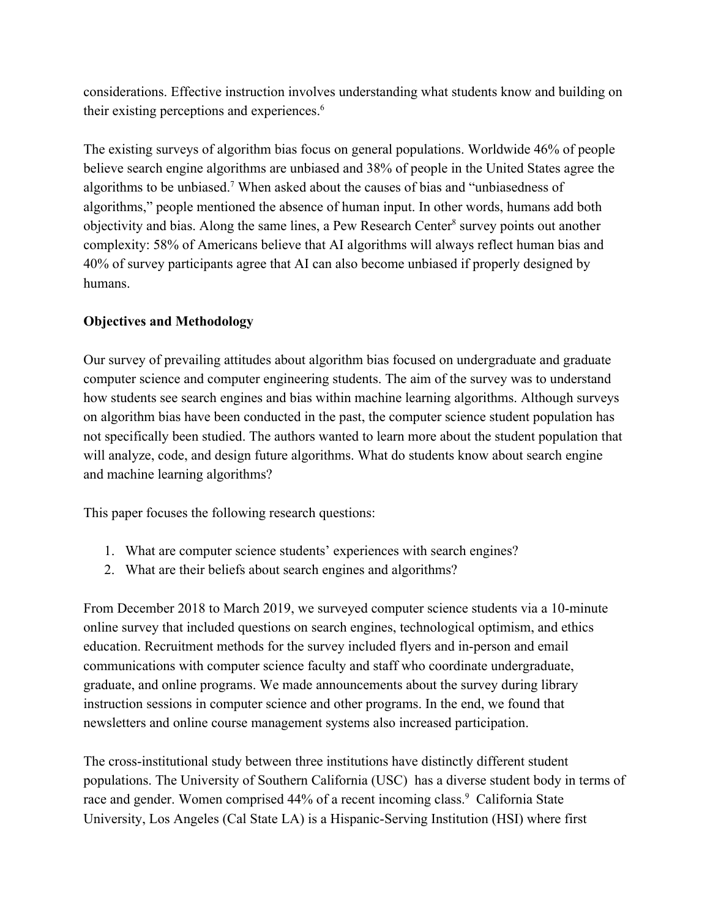considerations. Effective instruction involves understanding what students know and building on their existing perceptions and experiences.[6]

The existing surveys of algorithm bias focus on general populations. Worldwide 46% of people believe search engine algorithms are unbiased and 38% of people in the United States agree the algorithms to be unbiased.[7] When asked about the causes of bias and "unbiasedness of algorithms," people mentioned the absence of human input. In other words, humans add both objectivity and bias. Along the same lines, a Pew Research Center[8] survey points out another complexity: 58% of Americans believe that AI algorithms will always reflect human bias and 40% of survey participants agree that AI can also become unbiased if properly designed by humans.

**Objectives and Methodology**

Our survey of prevailing attitudes about algorithm bias focused on undergraduate and graduate computer science and computer engineering students. The aim of the survey was to understand how students see search engines and bias within machine learning algorithms. Although surveys on algorithm bias have been conducted in the past, the computer science student population has not specifically been studied. The authors wanted to learn more about the student population that will analyze, code, and design future algorithms. What do students know about search engine and machine learning algorithms?

This paper focuses the following research questions:

1. What are computer science students' experiences with search engines?
2. What are their beliefs about search engines and algorithms?

From December 2018 to March 2019, we surveyed computer science students via a 10-minute online survey that included questions on search engines, technological optimism, and ethics education. Recruitment methods for the survey included flyers and in-person and email communications with computer science faculty and staff who coordinate undergraduate, graduate, and online programs. We made announcements about the survey during library instruction sessions in computer science and other programs. In the end, we found that newsletters and online course management systems also increased participation.

The cross-institutional study between three institutions have distinctly different student populations. The University of Southern California (USC) has a diverse student body in terms of race and gender. Women comprised 44% of a recent incoming class.[9] California State University, Los Angeles (Cal State LA) is a Hispanic-Serving Institution (HSI) where first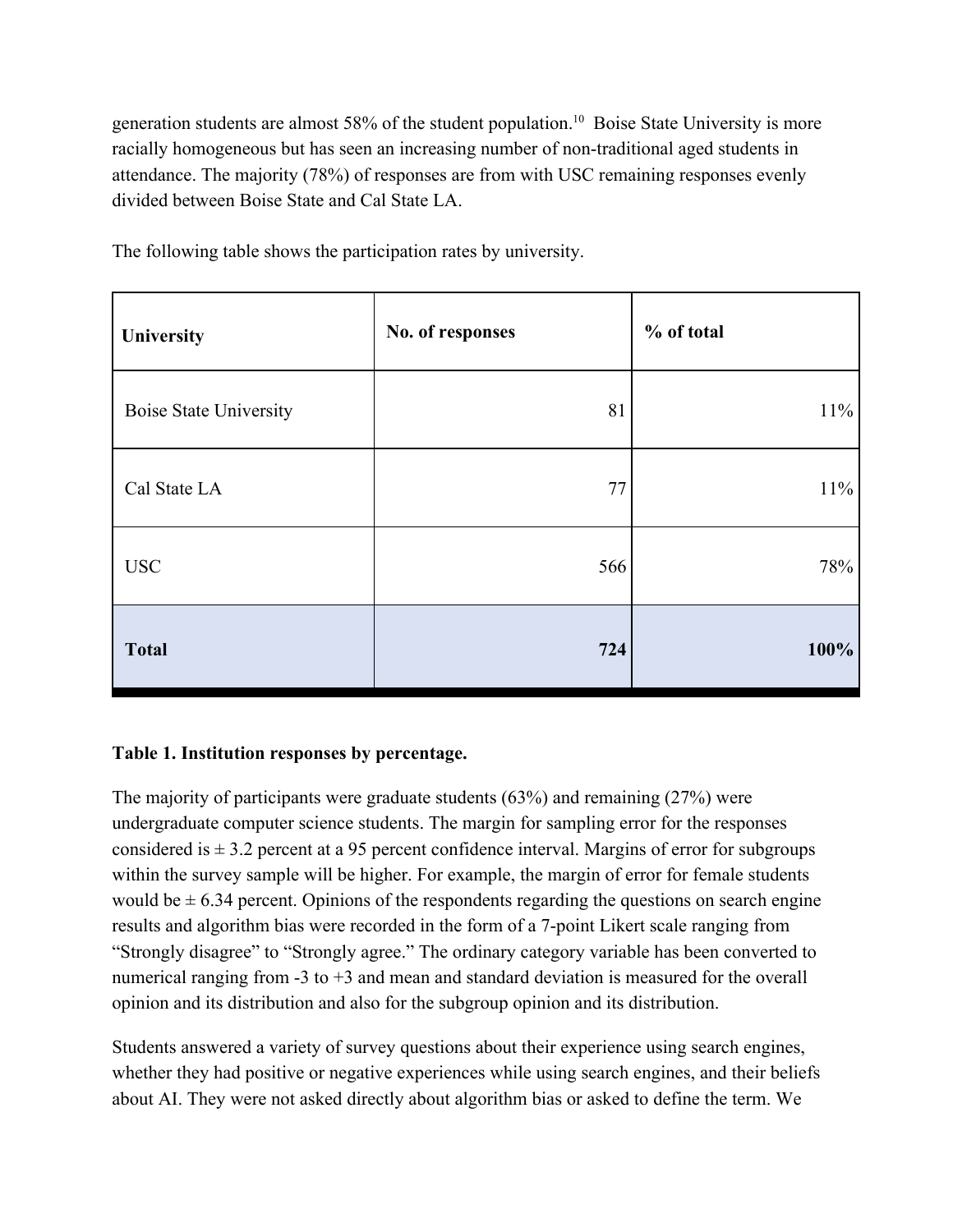generation students are almost 58% of the student population.[10] Boise State University is more racially homogeneous but has seen an increasing number of non-traditional aged students in attendance. The majority (78%) of responses are from with USC remaining responses evenly divided between Boise State and Cal State LA.

The following table shows the participation rates by university.

| University | No. of responses | % of total |
|---|---:|---:|
| Boise State University | 81 | 11% |
| Cal State LA | 77 | 11% |
| USC | 566 | 78% |
| **Total** | **724** | **100%** |

**Table 1. Institution responses by percentage.**

The majority of participants were graduate students (63%) and remaining (27%) were undergraduate computer science students. The margin for sampling error for the responses considered is ± 3.2 percent at a 95 percent confidence interval. Margins of error for subgroups within the survey sample will be higher. For example, the margin of error for female students would be ± 6.34 percent. Opinions of the respondents regarding the questions on search engine results and algorithm bias were recorded in the form of a 7-point Likert scale ranging from "Strongly disagree" to "Strongly agree." The ordinary category variable has been converted to numerical ranging from -3 to +3 and mean and standard deviation is measured for the overall opinion and its distribution and also for the subgroup opinion and its distribution.

Students answered a variety of survey questions about their experience using search engines, whether they had positive or negative experiences while using search engines, and their beliefs about AI. They were not asked directly about algorithm bias or asked to define the term. We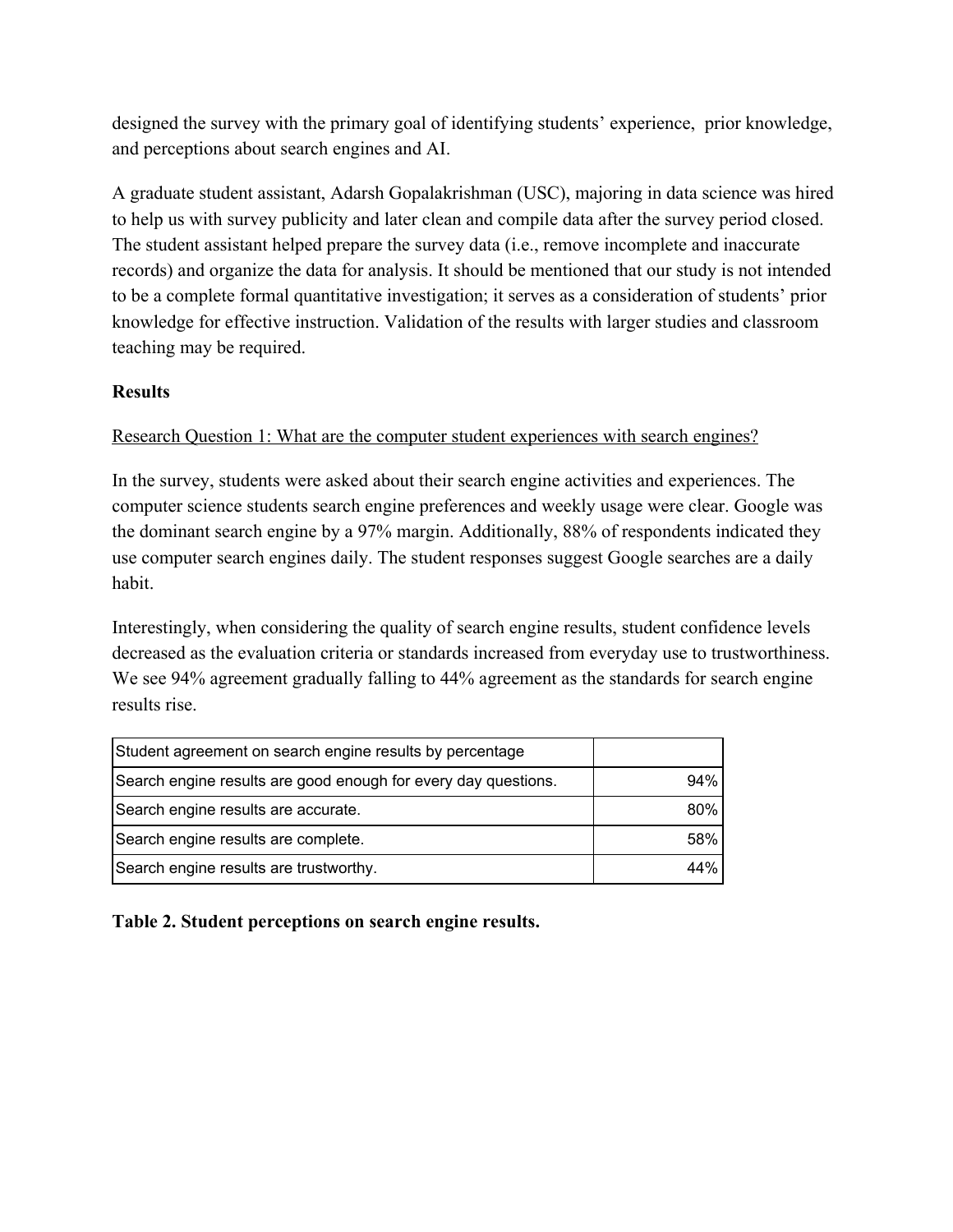designed the survey with the primary goal of identifying students' experience, prior knowledge, and perceptions about search engines and AI.

A graduate student assistant, Adarsh Gopalakrishman (USC), majoring in data science was hired to help us with survey publicity and later clean and compile data after the survey period closed. The student assistant helped prepare the survey data (i.e., remove incomplete and inaccurate records) and organize the data for analysis. It should be mentioned that our study is not intended to be a complete formal quantitative investigation; it serves as a consideration of students' prior knowledge for effective instruction. Validation of the results with larger studies and classroom teaching may be required.

**Results**

Research Question 1: What are the computer student experiences with search engines?

In the survey, students were asked about their search engine activities and experiences. The computer science students search engine preferences and weekly usage were clear. Google was the dominant search engine by a 97% margin. Additionally, 88% of respondents indicated they use computer search engines daily. The student responses suggest Google searches are a daily habit.

Interestingly, when considering the quality of search engine results, student confidence levels decreased as the evaluation criteria or standards increased from everyday use to trustworthiness. We see 94% agreement gradually falling to 44% agreement as the standards for search engine results rise.

| Student agreement on search engine results by percentage | |
|---|---:|
| Search engine results are good enough for every day questions. | 94% |
| Search engine results are accurate. | 80% |
| Search engine results are complete. | 58% |
| Search engine results are trustworthy. | 44% |

**Table 2. Student perceptions on search engine results.**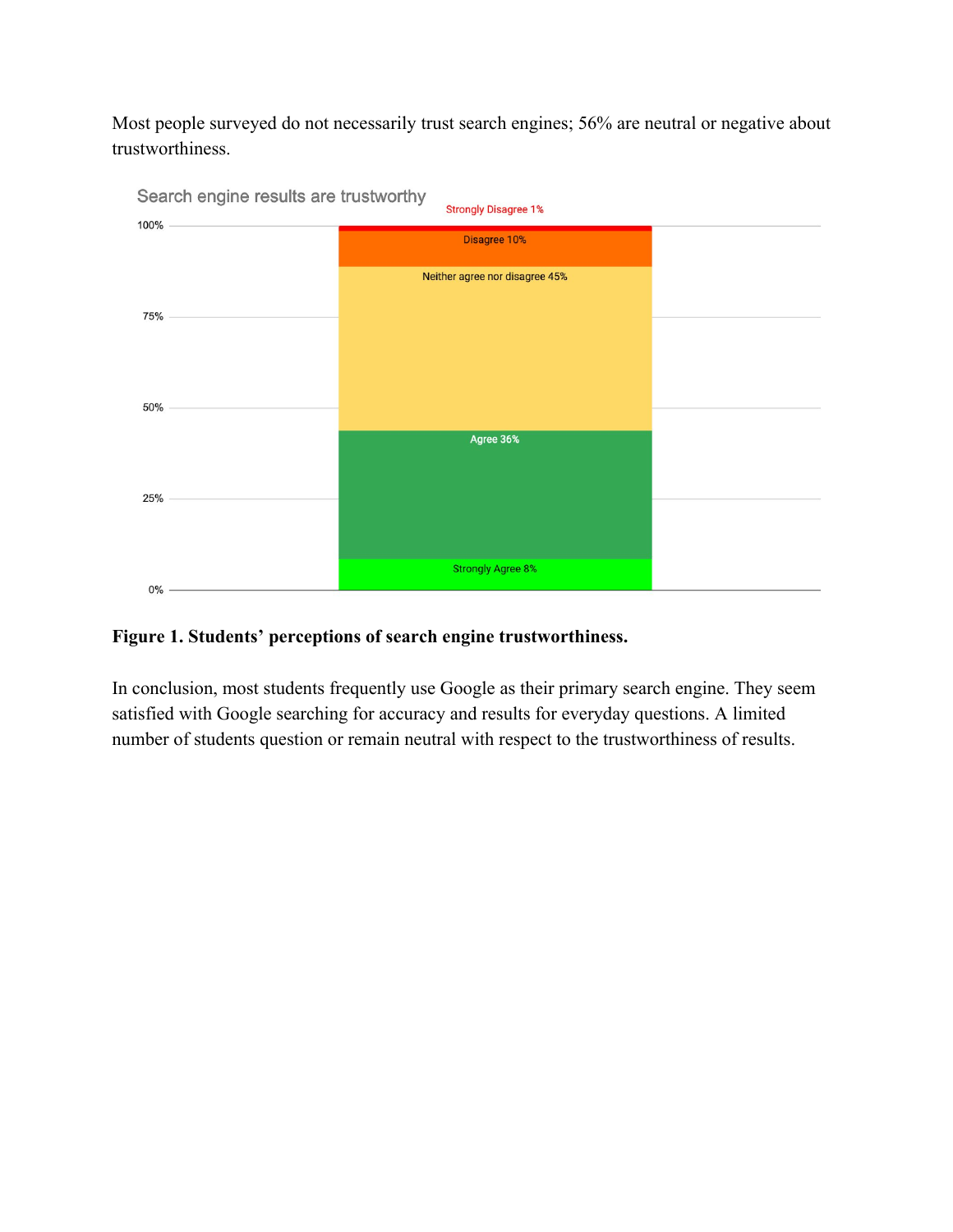Most people surveyed do not necessarily trust search engines; 56% are neutral or negative about trustworthiness.

**Figure 1. Students' perceptions of search engine trustworthiness.**

In conclusion, most students frequently use Google as their primary search engine. They seem satisfied with Google searching for accuracy and results for everyday questions. A limited number of students question or remain neutral with respect to the trustworthiness of results.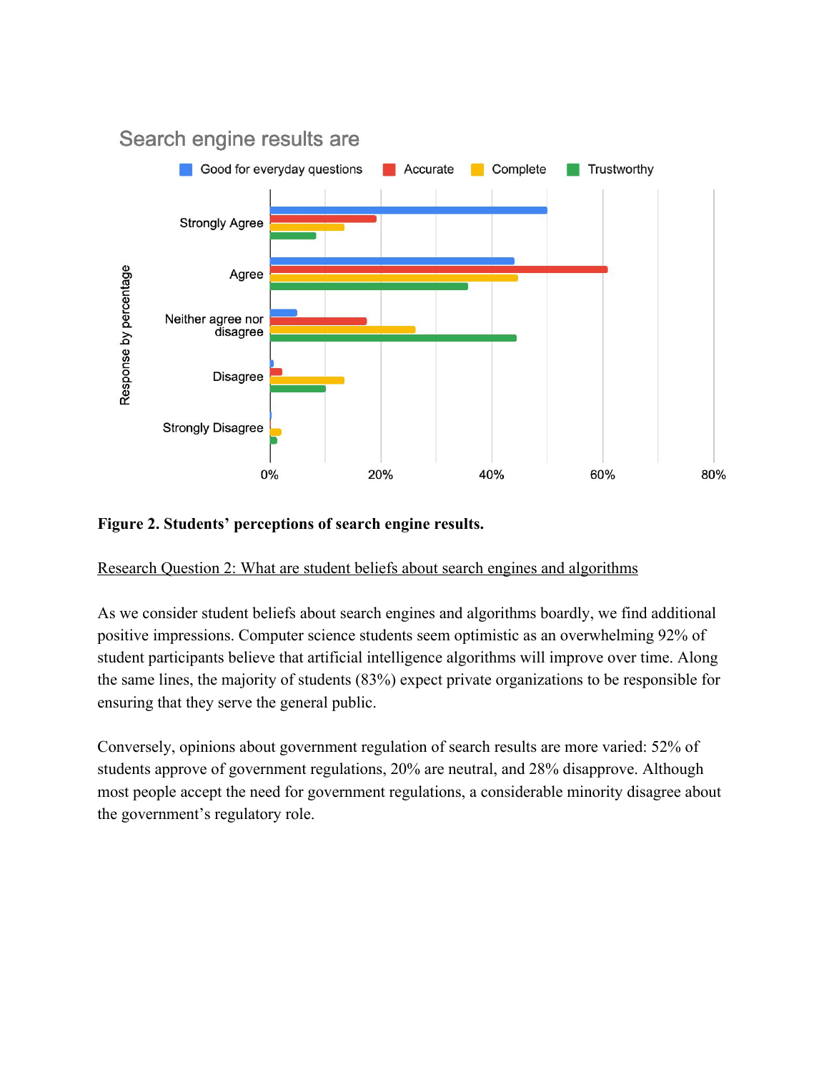**Figure 2. Students' perceptions of search engine results.**

Research Question 2: What are student beliefs about search engines and algorithms

As we consider student beliefs about search engines and algorithms boardly, we find additional positive impressions. Computer science students seem optimistic as an overwhelming 92% of student participants believe that artificial intelligence algorithms will improve over time. Along the same lines, the majority of students (83%) expect private organizations to be responsible for ensuring that they serve the general public.

Conversely, opinions about government regulation of search results are more varied: 52% of students approve of government regulations, 20% are neutral, and 28% disapprove. Although most people accept the need for government regulations, a considerable minority disagree about the government's regulatory role.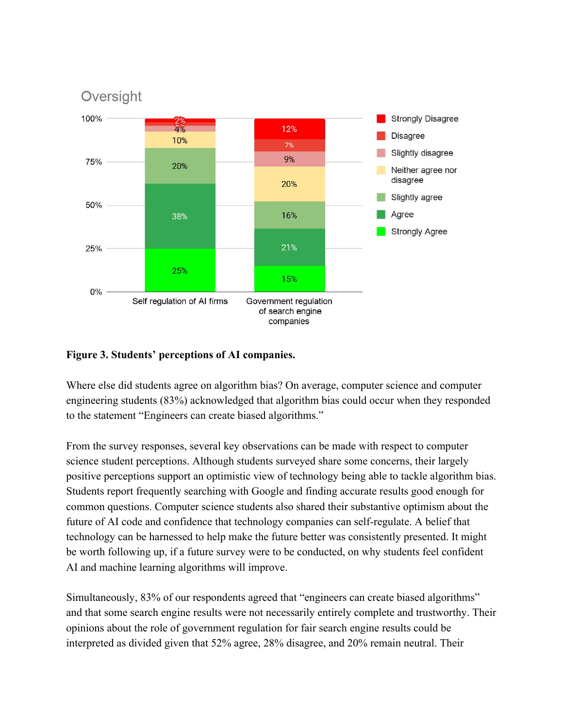**Figure 3. Students' perceptions of AI companies.**

Where else did students agree on algorithm bias? On average, computer science and computer engineering students (83%) acknowledged that algorithm bias could occur when they responded to the statement "Engineers can create biased algorithms."

From the survey responses, several key observations can be made with respect to computer science student perceptions. Although students surveyed share some concerns, their largely positive perceptions support an optimistic view of technology being able to tackle algorithm bias. Students report frequently searching with Google and finding accurate results good enough for common questions. Computer science students also shared their substantive optimism about the future of AI code and confidence that technology companies can self-regulate. A belief that technology can be harnessed to help make the future better was consistently presented. It might be worth following up, if a future survey were to be conducted, on why students feel confident AI and machine learning algorithms will improve.

Simultaneously, 83% of our respondents agreed that "engineers can create biased algorithms" and that some search engine results were not necessarily entirely complete and trustworthy. Their opinions about the role of government regulation for fair search engine results could be interpreted as divided given that 52% agree, 28% disagree, and 20% remain neutral. Their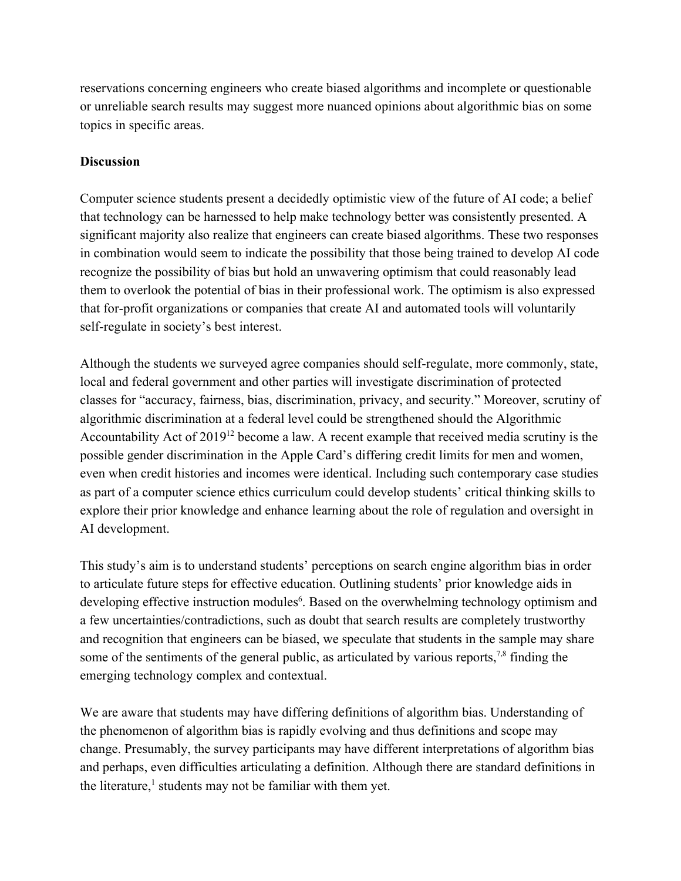reservations concerning engineers who create biased algorithms and incomplete or questionable or unreliable search results may suggest more nuanced opinions about algorithmic bias on some topics in specific areas.

**Discussion**

Computer science students present a decidedly optimistic view of the future of AI code; a belief that technology can be harnessed to help make technology better was consistently presented. A significant majority also realize that engineers can create biased algorithms. These two responses in combination would seem to indicate the possibility that those being trained to develop AI code recognize the possibility of bias but hold an unwavering optimism that could reasonably lead them to overlook the potential of bias in their professional work. The optimism is also expressed that for-profit organizations or companies that create AI and automated tools will voluntarily self-regulate in society's best interest.

Although the students we surveyed agree companies should self-regulate, more commonly, state, local and federal government and other parties will investigate discrimination of protected classes for "accuracy, fairness, bias, discrimination, privacy, and security." Moreover, scrutiny of algorithmic discrimination at a federal level could be strengthened should the Algorithmic Accountability Act of 2019[12] become a law. A recent example that received media scrutiny is the possible gender discrimination in the Apple Card's differing credit limits for men and women, even when credit histories and incomes were identical. Including such contemporary case studies as part of a computer science ethics curriculum could develop students' critical thinking skills to explore their prior knowledge and enhance learning about the role of regulation and oversight in AI development.

This study's aim is to understand students' perceptions on search engine algorithm bias in order to articulate future steps for effective education. Outlining students' prior knowledge aids in developing effective instruction modules[6]. Based on the overwhelming technology optimism and a few uncertainties/contradictions, such as doubt that search results are completely trustworthy and recognition that engineers can be biased, we speculate that students in the sample may share some of the sentiments of the general public, as articulated by various reports,[7,8] finding the emerging technology complex and contextual.

We are aware that students may have differing definitions of algorithm bias. Understanding of the phenomenon of algorithm bias is rapidly evolving and thus definitions and scope may change. Presumably, the survey participants may have different interpretations of algorithm bias and perhaps, even difficulties articulating a definition. Although there are standard definitions in the literature,[1] students may not be familiar with them yet.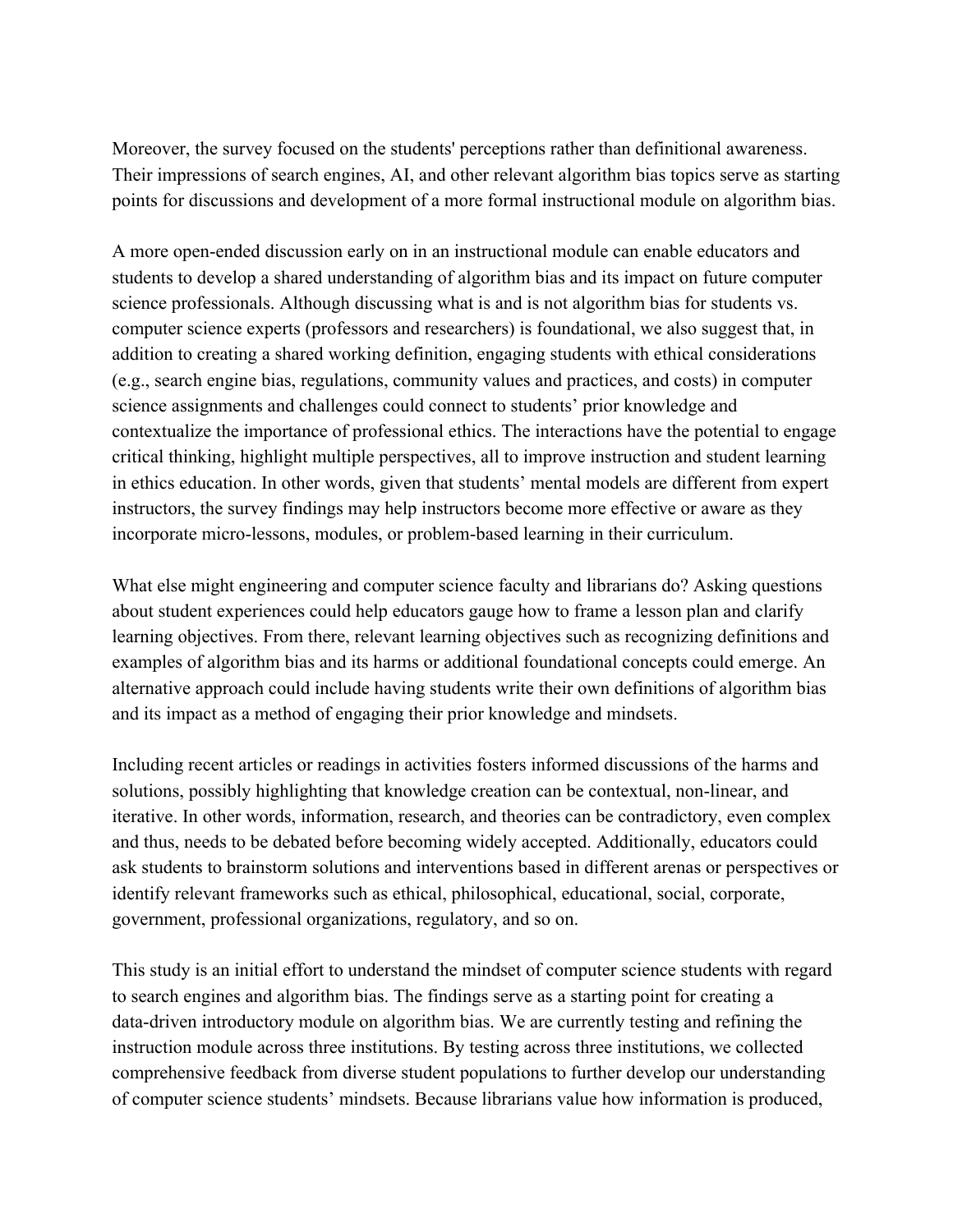Moreover, the survey focused on the students' perceptions rather than definitional awareness. Their impressions of search engines, AI, and other relevant algorithm bias topics serve as starting points for discussions and development of a more formal instructional module on algorithm bias.

A more open-ended discussion early on in an instructional module can enable educators and students to develop a shared understanding of algorithm bias and its impact on future computer science professionals. Although discussing what is and is not algorithm bias for students vs. computer science experts (professors and researchers) is foundational, we also suggest that, in addition to creating a shared working definition, engaging students with ethical considerations (e.g., search engine bias, regulations, community values and practices, and costs) in computer science assignments and challenges could connect to students' prior knowledge and contextualize the importance of professional ethics. The interactions have the potential to engage critical thinking, highlight multiple perspectives, all to improve instruction and student learning in ethics education. In other words, given that students' mental models are different from expert instructors, the survey findings may help instructors become more effective or aware as they incorporate micro-lessons, modules, or problem-based learning in their curriculum.

What else might engineering and computer science faculty and librarians do? Asking questions about student experiences could help educators gauge how to frame a lesson plan and clarify learning objectives. From there, relevant learning objectives such as recognizing definitions and examples of algorithm bias and its harms or additional foundational concepts could emerge. An alternative approach could include having students write their own definitions of algorithm bias and its impact as a method of engaging their prior knowledge and mindsets.

Including recent articles or readings in activities fosters informed discussions of the harms and solutions, possibly highlighting that knowledge creation can be contextual, non-linear, and iterative. In other words, information, research, and theories can be contradictory, even complex and thus, needs to be debated before becoming widely accepted. Additionally, educators could ask students to brainstorm solutions and interventions based in different arenas or perspectives or identify relevant frameworks such as ethical, philosophical, educational, social, corporate, government, professional organizations, regulatory, and so on.

This study is an initial effort to understand the mindset of computer science students with regard to search engines and algorithm bias. The findings serve as a starting point for creating a data-driven introductory module on algorithm bias. We are currently testing and refining the instruction module across three institutions. By testing across three institutions, we collected comprehensive feedback from diverse student populations to further develop our understanding of computer science students' mindsets. Because librarians value how information is produced,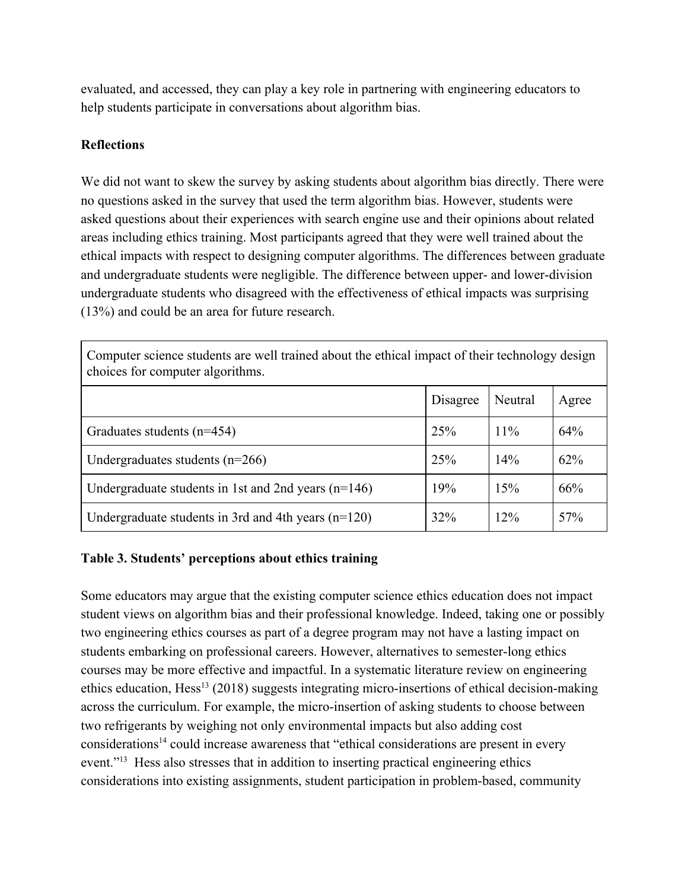evaluated, and accessed, they can play a key role in partnering with engineering educators to help students participate in conversations about algorithm bias.

**Reflections**

We did not want to skew the survey by asking students about algorithm bias directly. There were no questions asked in the survey that used the term algorithm bias. However, students were asked questions about their experiences with search engine use and their opinions about related areas including ethics training. Most participants agreed that they were well trained about the ethical impacts with respect to designing computer algorithms. The differences between graduate and undergraduate students were negligible. The difference between upper- and lower-division undergraduate students who disagreed with the effectiveness of ethical impacts was surprising (13%) and could be an area for future research.

| Computer science students are well trained about the ethical impact of their technology design choices for computer algorithms. | | | |
|---|---|---|---|
| | Disagree | Neutral | Agree |
| Graduates students (n=454) | 25% | 11% | 64% |
| Undergraduates students (n=266) | 25% | 14% | 62% |
| Undergraduate students in 1st and 2nd years (n=146) | 19% | 15% | 66% |
| Undergraduate students in 3rd and 4th years (n=120) | 32% | 12% | 57% |

**Table 3. Students' perceptions about ethics training**

Some educators may argue that the existing computer science ethics education does not impact student views on algorithm bias and their professional knowledge. Indeed, taking one or possibly two engineering ethics courses as part of a degree program may not have a lasting impact on students embarking on professional careers. However, alternatives to semester-long ethics courses may be more effective and impactful. In a systematic literature review on engineering ethics education, Hess[13] (2018) suggests integrating micro-insertions of ethical decision-making across the curriculum. For example, the micro-insertion of asking students to choose between two refrigerants by weighing not only environmental impacts but also adding cost considerations[14] could increase awareness that "ethical considerations are present in every event."[13] Hess also stresses that in addition to inserting practical engineering ethics considerations into existing assignments, student participation in problem-based, community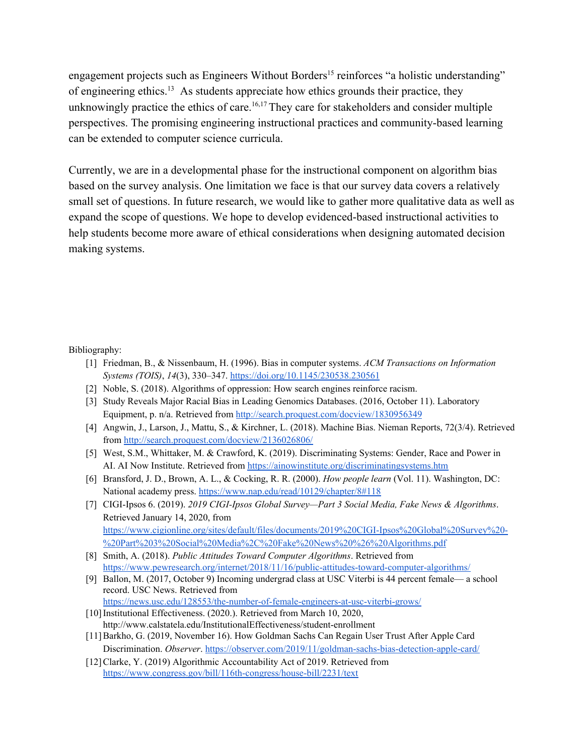engagement projects such as Engineers Without Borders[15] reinforces "a holistic understanding" of engineering ethics.[13] As students appreciate how ethics grounds their practice, they unknowingly practice the ethics of care.[16,17] They care for stakeholders and consider multiple perspectives. The promising engineering instructional practices and community-based learning can be extended to computer science curricula.

Currently, we are in a developmental phase for the instructional component on algorithm bias based on the survey analysis. One limitation we face is that our survey data covers a relatively small set of questions. In future research, we would like to gather more qualitative data as well as expand the scope of questions. We hope to develop evidenced-based instructional activities to help students become more aware of ethical considerations when designing automated decision making systems.

Bibliography:

[1] Friedman, B., & Nissenbaum, H. (1996). Bias in computer systems. *ACM Transactions on Information Systems (TOIS)*, *14*(3), 330–347. https://doi.org/10.1145/230538.230561

[2] Noble, S. (2018). Algorithms of oppression: How search engines reinforce racism.

[3] Study Reveals Major Racial Bias in Leading Genomics Databases. (2016, October 11). Laboratory Equipment, p. n/a. Retrieved from http://search.proquest.com/docview/1830956349

[4] Angwin, J., Larson, J., Mattu, S., & Kirchner, L. (2018). Machine Bias. Nieman Reports, 72(3/4). Retrieved from http://search.proquest.com/docview/2136026806/

[5] West, S.M., Whittaker, M. & Crawford, K. (2019). Discriminating Systems: Gender, Race and Power in AI. AI Now Institute. Retrieved from https://ainowinstitute.org/discriminatingsystems.htm

[6] Bransford, J. D., Brown, A. L., & Cocking, R. R. (2000). *How people learn* (Vol. 11). Washington, DC: National academy press. https://www.nap.edu/read/10129/chapter/8#118

[7] CIGI-Ipsos 6. (2019). *2019 CIGI-Ipsos Global Survey—Part 3 Social Media, Fake News & Algorithms*. Retrieved January 14, 2020, from https://www.cigionline.org/sites/default/files/documents/2019%20CIGI-Ipsos%20Global%20Survey%20-%20Part%203%20Social%20Media%2C%20Fake%20News%20%26%20Algorithms.pdf

[8] Smith, A. (2018). *Public Attitudes Toward Computer Algorithms*. Retrieved from https://www.pewresearch.org/internet/2018/11/16/public-attitudes-toward-computer-algorithms/

[9] Ballon, M. (2017, October 9) Incoming undergrad class at USC Viterbi is 44 percent female— a school record. USC News. Retrieved from https://news.usc.edu/128553/the-number-of-female-engineers-at-usc-viterbi-grows/

[10] Institutional Effectiveness. (2020.). Retrieved from March 10, 2020, http://www.calstatela.edu/InstitutionalEffectiveness/student-enrollment

[11] Barkho, G. (2019, November 16). How Goldman Sachs Can Regain User Trust After Apple Card Discrimination. *Observer*. https://observer.com/2019/11/goldman-sachs-bias-detection-apple-card/

[12] Clarke, Y. (2019) Algorithmic Accountability Act of 2019. Retrieved from https://www.congress.gov/bill/116th-congress/house-bill/2231/text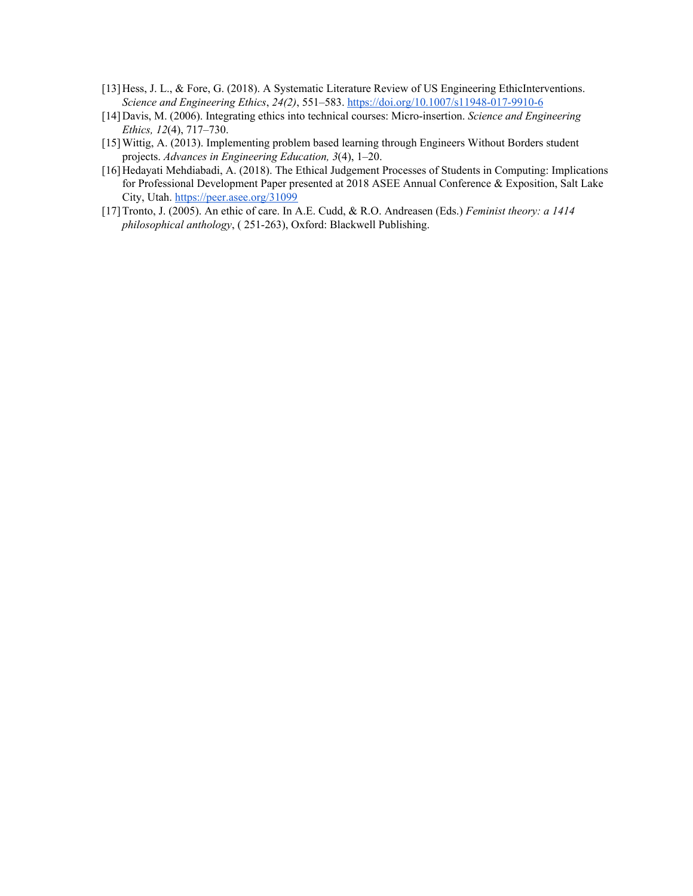[13] Hess, J. L., & Fore, G. (2018). A Systematic Literature Review of US Engineering EthicInterventions. *Science and Engineering Ethics*, *24(2)*, 551–583. https://doi.org/10.1007/s11948-017-9910-6

[14] Davis, M. (2006). Integrating ethics into technical courses: Micro-insertion. *Science and Engineering Ethics, 12*(4), 717–730.

[15] Wittig, A. (2013). Implementing problem based learning through Engineers Without Borders student projects. *Advances in Engineering Education, 3*(4), 1–20.

[16] Hedayati Mehdiabadi, A. (2018). The Ethical Judgement Processes of Students in Computing: Implications for Professional Development Paper presented at 2018 ASEE Annual Conference & Exposition, Salt Lake City, Utah. https://peer.asee.org/31099

[17] Tronto, J. (2005). An ethic of care. In A.E. Cudd, & R.O. Andreasen (Eds.) *Feminist theory: a 1414 philosophical anthology*, ( 251-263), Oxford: Blackwell Publishing.